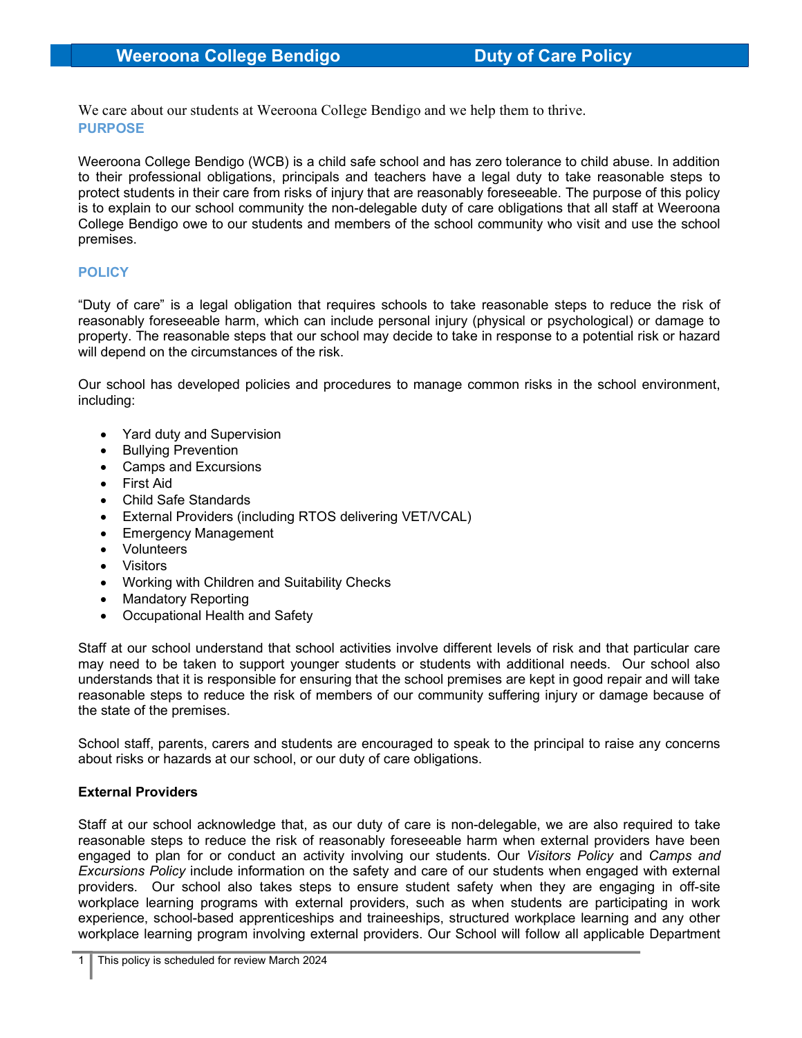# Weeroona College Bendigo Duty of Care Policy

We care about our students at Weeroona College Bendigo and we help them to thrive.

## PURPOSE

Weeroona College Bendigo (WCB) is a child safe school and has zero tolerance to child abuse. In addition to their professional obligations, principals and teachers have a legal duty to take reasonable steps to protect students in their care from risks of injury that are reasonably foreseeable. The purpose of this policy is to explain to our school community the non-delegable duty of care obligations that all staff at Weeroona College Bendigo owe to our students and members of the school community who visit and use the school premises.

## POLICY

"Duty of care" is a legal obligation that requires schools to take reasonable steps to reduce the risk of reasonably foreseeable harm, which can include personal injury (physical or psychological) or damage to property. The reasonable steps that our school may decide to take in response to a potential risk or hazard will depend on the circumstances of the risk.

Our school has developed policies and procedures to manage common risks in the school environment, including:

- Yard duty and Supervision
- Bullying Prevention
- Camps and Excursions
- First Aid
- Child Safe Standards
- External Providers (including RTOS delivering VET/VCAL)
- Emergency Management
- Volunteers
- Visitors
- Working with Children and Suitability Checks
- Mandatory Reporting
- Occupational Health and Safety

Staff at our school understand that school activities involve different levels of risk and that particular care may need to be taken to support younger students or students with additional needs. Our school also understands that it is responsible for ensuring that the school premises are kept in good repair and will take reasonable steps to reduce the risk of members of our community suffering injury or damage because of the state of the premises.

School staff, parents, carers and students are encouraged to speak to the principal to raise any concerns about risks or hazards at our school, or our duty of care obligations.

**External Providers**

Staff at our school acknowledge that, as our duty of care is non-delegable, we are also required to take reasonable steps to reduce the risk of reasonably foreseeable harm when external providers have been engaged to plan for or conduct an activity involving our students. Our *Visitors Policy* and *Camps and Excursions Policy* include information on the safety and care of our students when engaged with external providers. Our school also takes steps to ensure student safety when they are engaging in off-site workplace learning programs with external providers, such as when students are participating in work experience, school-based apprenticeships and traineeships, structured workplace learning and any other workplace learning program involving external providers. Our School will follow all applicable Department

This policy is scheduled for review March 2024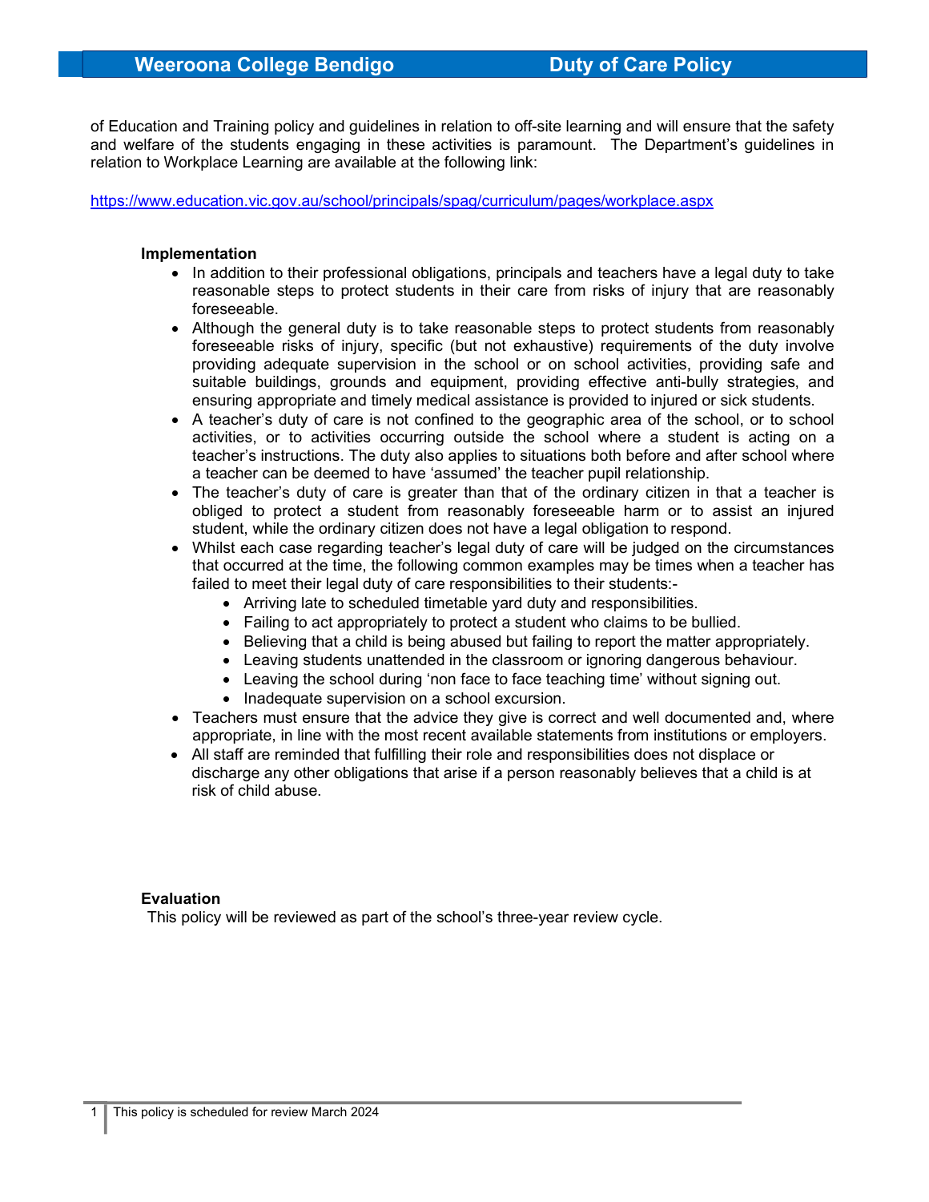of Education and Training policy and guidelines in relation to off-site learning and will ensure that the safety and welfare of the students engaging in these activities is paramount. The Department's guidelines in relation to Workplace Learning are available at the following link:

https://www.education.vic.gov.au/school/principals/spag/curriculum/pages/workplace.aspx

**Implementation**

- In addition to their professional obligations, principals and teachers have a legal duty to take reasonable steps to protect students in their care from risks of injury that are reasonably foreseeable.
- Although the general duty is to take reasonable steps to protect students from reasonably foreseeable risks of injury, specific (but not exhaustive) requirements of the duty involve providing adequate supervision in the school or on school activities, providing safe and suitable buildings, grounds and equipment, providing effective anti-bully strategies, and ensuring appropriate and timely medical assistance is provided to injured or sick students.
- A teacher's duty of care is not confined to the geographic area of the school, or to school activities, or to activities occurring outside the school where a student is acting on a teacher's instructions. The duty also applies to situations both before and after school where a teacher can be deemed to have 'assumed' the teacher pupil relationship.
- The teacher's duty of care is greater than that of the ordinary citizen in that a teacher is obliged to protect a student from reasonably foreseeable harm or to assist an injured student, while the ordinary citizen does not have a legal obligation to respond.
- Whilst each case regarding teacher's legal duty of care will be judged on the circumstances that occurred at the time, the following common examples may be times when a teacher has failed to meet their legal duty of care responsibilities to their students:-
  - Arriving late to scheduled timetable yard duty and responsibilities.
  - Failing to act appropriately to protect a student who claims to be bullied.
  - Believing that a child is being abused but failing to report the matter appropriately.
  - Leaving students unattended in the classroom or ignoring dangerous behaviour.
  - Leaving the school during 'non face to face teaching time' without signing out.
  - Inadequate supervision on a school excursion.
- Teachers must ensure that the advice they give is correct and well documented and, where appropriate, in line with the most recent available statements from institutions or employers.
- All staff are reminded that fulfilling their role and responsibilities does not displace or discharge any other obligations that arise if a person reasonably believes that a child is at risk of child abuse.

**Evaluation**

This policy will be reviewed as part of the school's three-year review cycle.